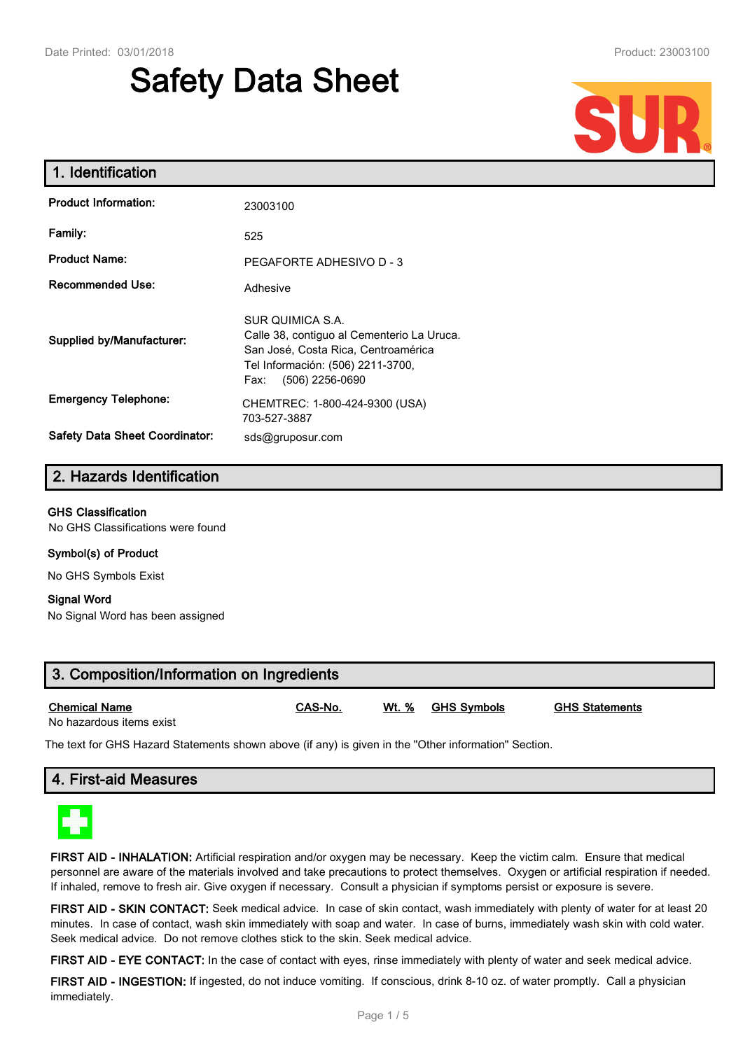Date Printed: 03/01/2018 Product: 23003100

# Safety Data Sheet

## 1. Identification

| | |
|---|---|
| **Product Information:** | 23003100 |
| **Family:** | 525 |
| **Product Name:** | PEGAFORTE ADHESIVO D - 3 |
| **Recommended Use:** | Adhesive |
| **Supplied by/Manufacturer:** | SUR QUIMICA S.A.<br>Calle 38, contiguo al Cementerio La Uruca.<br>San José, Costa Rica, Centroamérica<br>Tel Información: (506) 2211-3700,<br>Fax: (506) 2256-0690 |
| **Emergency Telephone:** | CHEMTREC: 1-800-424-9300 (USA)<br>703-527-3887 |
| **Safety Data Sheet Coordinator:** | sds@gruposur.com |

## 2. Hazards Identification

**GHS Classification**

No GHS Classifications were found

**Symbol(s) of Product**

No GHS Symbols Exist

**Signal Word**

No Signal Word has been assigned

## 3. Composition/Information on Ingredients

| Chemical Name | CAS-No. | Wt. % | GHS Symbols | GHS Statements |
|---|---|---|---|---|
| No hazardous items exist | | | | |

The text for GHS Hazard Statements shown above (if any) is given in the "Other information" Section.

## 4. First-aid Measures

**FIRST AID - INHALATION:** Artificial respiration and/or oxygen may be necessary. Keep the victim calm. Ensure that medical personnel are aware of the materials involved and take precautions to protect themselves. Oxygen or artificial respiration if needed. If inhaled, remove to fresh air. Give oxygen if necessary. Consult a physician if symptoms persist or exposure is severe.

**FIRST AID - SKIN CONTACT:** Seek medical advice. In case of skin contact, wash immediately with plenty of water for at least 20 minutes. In case of contact, wash skin immediately with soap and water. In case of burns, immediately wash skin with cold water. Seek medical advice. Do not remove clothes stick to the skin. Seek medical advice.

**FIRST AID - EYE CONTACT:** In the case of contact with eyes, rinse immediately with plenty of water and seek medical advice.

**FIRST AID - INGESTION:** If ingested, do not induce vomiting. If conscious, drink 8-10 oz. of water promptly. Call a physician immediately.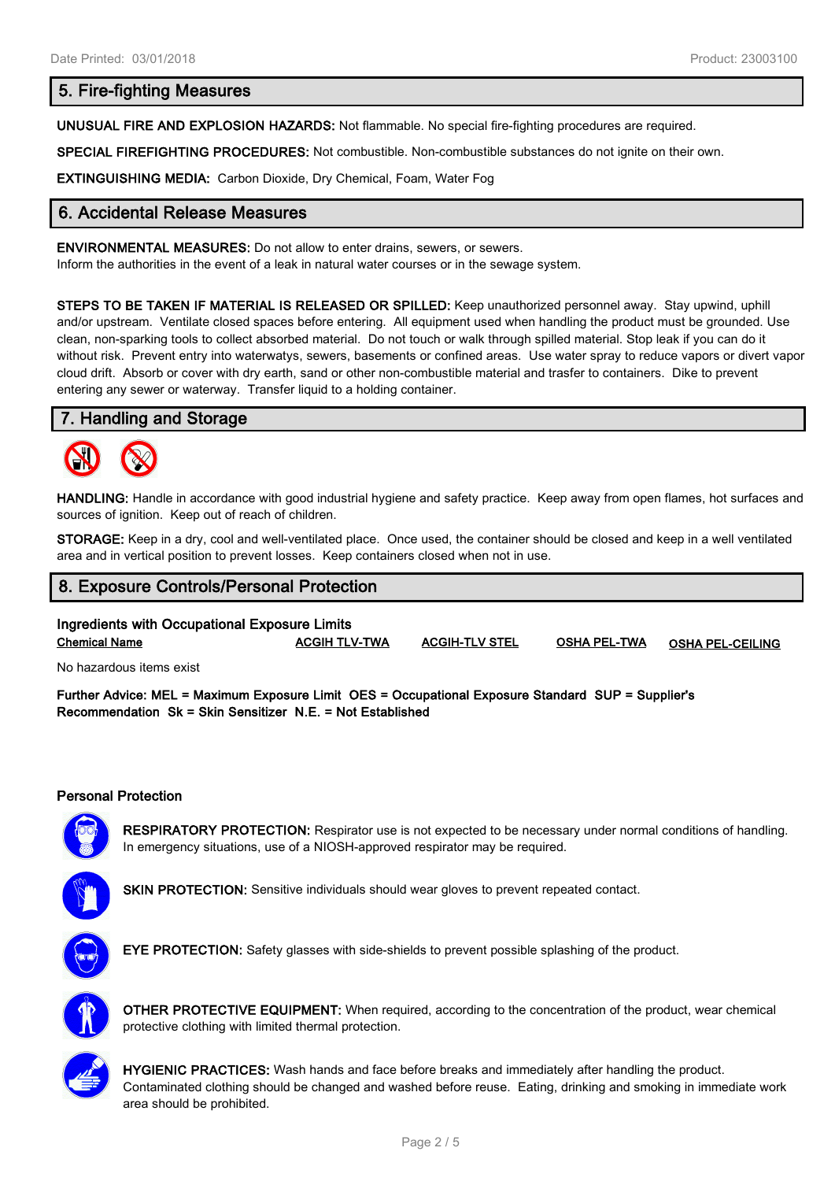## 5. Fire-fighting Measures

**UNUSUAL FIRE AND EXPLOSION HAZARDS:** Not flammable. No special fire-fighting procedures are required.

**SPECIAL FIREFIGHTING PROCEDURES:** Not combustible. Non-combustible substances do not ignite on their own.

**EXTINGUISHING MEDIA:** Carbon Dioxide, Dry Chemical, Foam, Water Fog

## 6. Accidental Release Measures

**ENVIRONMENTAL MEASURES:** Do not allow to enter drains, sewers, or sewers.
Inform the authorities in the event of a leak in natural water courses or in the sewage system.

**STEPS TO BE TAKEN IF MATERIAL IS RELEASED OR SPILLED:** Keep unauthorized personnel away. Stay upwind, uphill and/or upstream. Ventilate closed spaces before entering. All equipment used when handling the product must be grounded. Use clean, non-sparking tools to collect absorbed material. Do not touch or walk through spilled material. Stop leak if you can do it without risk. Prevent entry into waterwatys, sewers, basements or confined areas. Use water spray to reduce vapors or divert vapor cloud drift. Absorb or cover with dry earth, sand or other non-combustible material and trasfer to containers. Dike to prevent entering any sewer or waterway. Transfer liquid to a holding container.

## 7. Handling and Storage

**HANDLING:** Handle in accordance with good industrial hygiene and safety practice. Keep away from open flames, hot surfaces and sources of ignition. Keep out of reach of children.

**STORAGE:** Keep in a dry, cool and well-ventilated place. Once used, the container should be closed and keep in a well ventilated area and in vertical position to prevent losses. Keep containers closed when not in use.

## 8. Exposure Controls/Personal Protection

**Ingredients with Occupational Exposure Limits**

| Chemical Name | ACGIH TLV-TWA | ACGIH-TLV STEL | OSHA PEL-TWA | OSHA PEL-CEILING |
|---|---|---|---|---|
| No hazardous items exist | | | | |

**Further Advice: MEL = Maximum Exposure Limit OES = Occupational Exposure Standard SUP = Supplier's Recommendation Sk = Skin Sensitizer N.E. = Not Established**

**Personal Protection**

**RESPIRATORY PROTECTION:** Respirator use is not expected to be necessary under normal conditions of handling. In emergency situations, use of a NIOSH-approved respirator may be required.

**SKIN PROTECTION:** Sensitive individuals should wear gloves to prevent repeated contact.

**EYE PROTECTION:** Safety glasses with side-shields to prevent possible splashing of the product.

**OTHER PROTECTIVE EQUIPMENT:** When required, according to the concentration of the product, wear chemical protective clothing with limited thermal protection.

**HYGIENIC PRACTICES:** Wash hands and face before breaks and immediately after handling the product. Contaminated clothing should be changed and washed before reuse. Eating, drinking and smoking in immediate work area should be prohibited.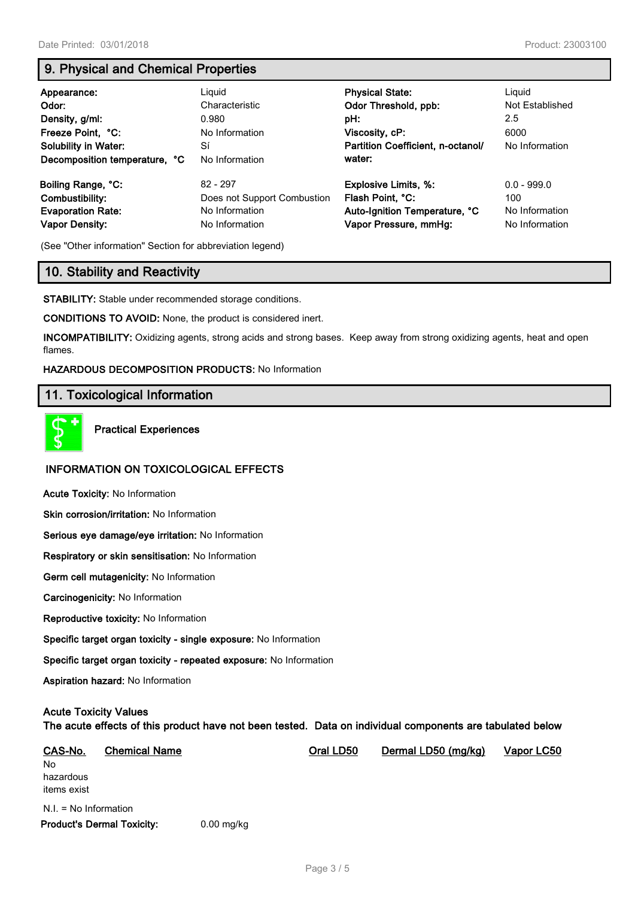## 9. Physical and Chemical Properties

| | | | |
|---|---|---|---|
| **Appearance:** | Liquid | **Physical State:** | Liquid |
| **Odor:** | Characteristic | **Odor Threshold, ppb:** | Not Established |
| **Density, g/ml:** | 0.980 | **pH:** | 2.5 |
| **Freeze Point, °C:** | No Information | **Viscosity, cP:** | 6000 |
| **Solubility in Water:** | Sí | **Partition Coefficient, n-octanol/ water:** | No Information |
| **Decomposition temperature, °C** | No Information | | |
| **Boiling Range, °C:** | 82 - 297 | **Explosive Limits, %:** | 0.0 - 999.0 |
| **Combustibility:** | Does not Support Combustion | **Flash Point, °C:** | 100 |
| **Evaporation Rate:** | No Information | **Auto-Ignition Temperature, °C** | No Information |
| **Vapor Density:** | No Information | **Vapor Pressure, mmHg:** | No Information |

(See "Other information" Section for abbreviation legend)

## 10. Stability and Reactivity

**STABILITY:** Stable under recommended storage conditions.

**CONDITIONS TO AVOID:** None, the product is considered inert.

**INCOMPATIBILITY:** Oxidizing agents, strong acids and strong bases. Keep away from strong oxidizing agents, heat and open flames.

**HAZARDOUS DECOMPOSITION PRODUCTS:** No Information

## 11. Toxicological Information

**Practical Experiences**

### INFORMATION ON TOXICOLOGICAL EFFECTS

**Acute Toxicity:** No Information

**Skin corrosion/irritation:** No Information

**Serious eye damage/eye irritation:** No Information

**Respiratory or skin sensitisation:** No Information

**Germ cell mutagenicity:** No Information

**Carcinogenicity:** No Information

**Reproductive toxicity:** No Information

**Specific target organ toxicity - single exposure:** No Information

**Specific target organ toxicity - repeated exposure:** No Information

**Aspiration hazard:** No Information

**Acute Toxicity Values**
**The acute effects of this product have not been tested. Data on individual components are tabulated below**

| CAS-No. | Chemical Name | Oral LD50 | Dermal LD50 (mg/kg) | Vapor LC50 |
|---|---|---|---|---|
| No hazardous items exist | | | | |

N.I. = No Information

**Product's Dermal Toxicity:** 0.00 mg/kg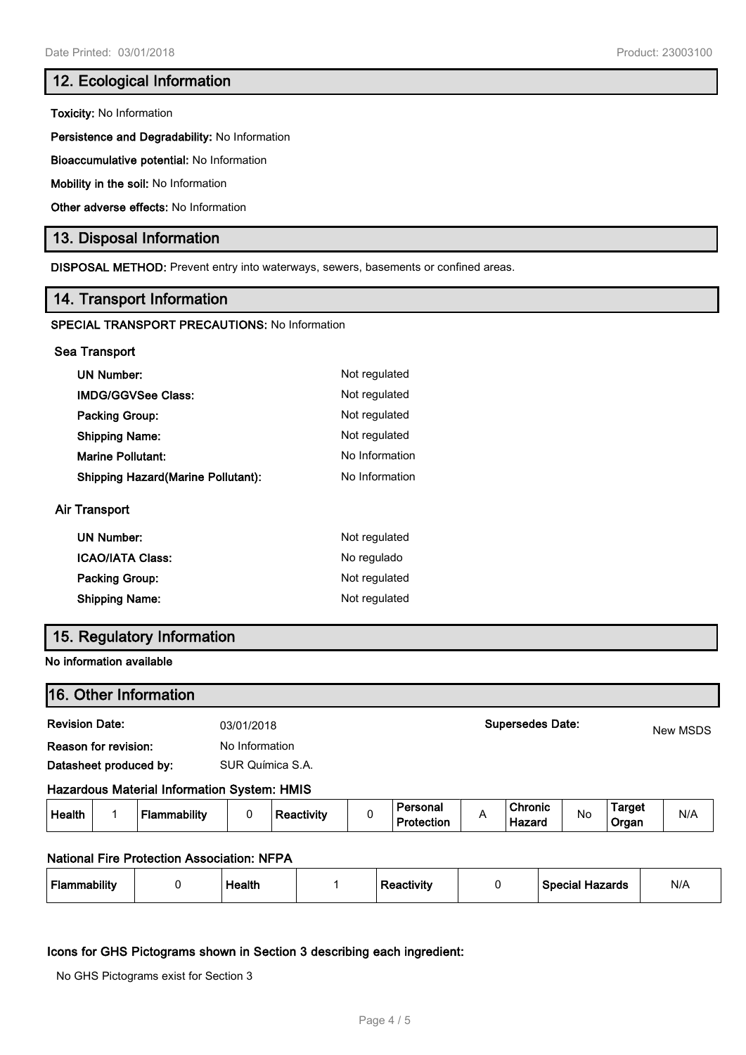## 12. Ecological Information

**Toxicity:** No Information

**Persistence and Degradability:** No Information

**Bioaccumulative potential:** No Information

**Mobility in the soil:** No Information

**Other adverse effects:** No Information

## 13. Disposal Information

**DISPOSAL METHOD:** Prevent entry into waterways, sewers, basements or confined areas.

## 14. Transport Information

**SPECIAL TRANSPORT PRECAUTIONS:** No Information

### Sea Transport

| | |
|---|---|
| **UN Number:** | Not regulated |
| **IMDG/GGVSee Class:** | Not regulated |
| **Packing Group:** | Not regulated |
| **Shipping Name:** | Not regulated |
| **Marine Pollutant:** | No Information |
| **Shipping Hazard(Marine Pollutant):** | No Information |

### Air Transport

| | |
|---|---|
| **UN Number:** | Not regulated |
| **ICAO/IATA Class:** | No regulado |
| **Packing Group:** | Not regulated |
| **Shipping Name:** | Not regulated |

## 15. Regulatory Information

**No information available**

## 16. Other Information

| | | | |
|---|---|---|---|
| **Revision Date:** | 03/01/2018 | **Supersedes Date:** | New MSDS |
| **Reason for revision:** | No Information | | |
| **Datasheet produced by:** | SUR Química S.A. | | |

### Hazardous Material Information System: HMIS

| Health | 1 | Flammability | 0 | Reactivity | 0 | Personal Protection | A | Chronic Hazard | No | Target Organ | N/A |
|---|---|---|---|---|---|---|---|---|---|---|---|

### National Fire Protection Association: NFPA

| Flammability | 0 | Health | 1 | Reactivity | 0 | Special Hazards | N/A |
|---|---|---|---|---|---|---|---|

### Icons for GHS Pictograms shown in Section 3 describing each ingredient:

No GHS Pictograms exist for Section 3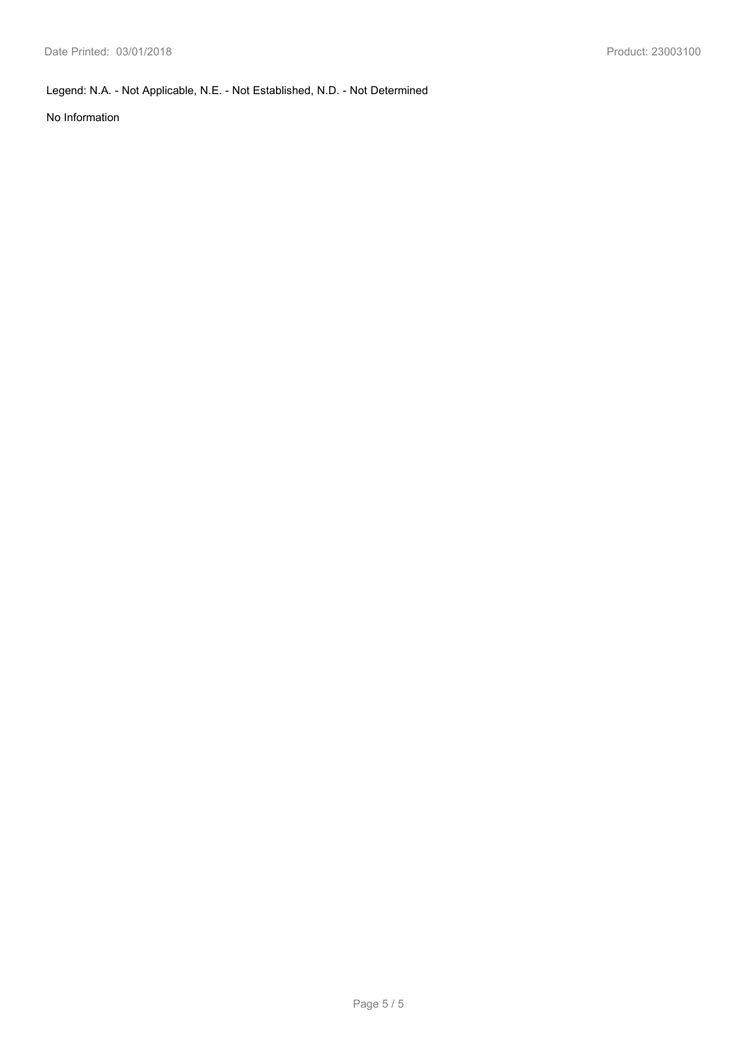Legend: N.A. - Not Applicable, N.E. - Not Established, N.D. - Not Determined

No Information